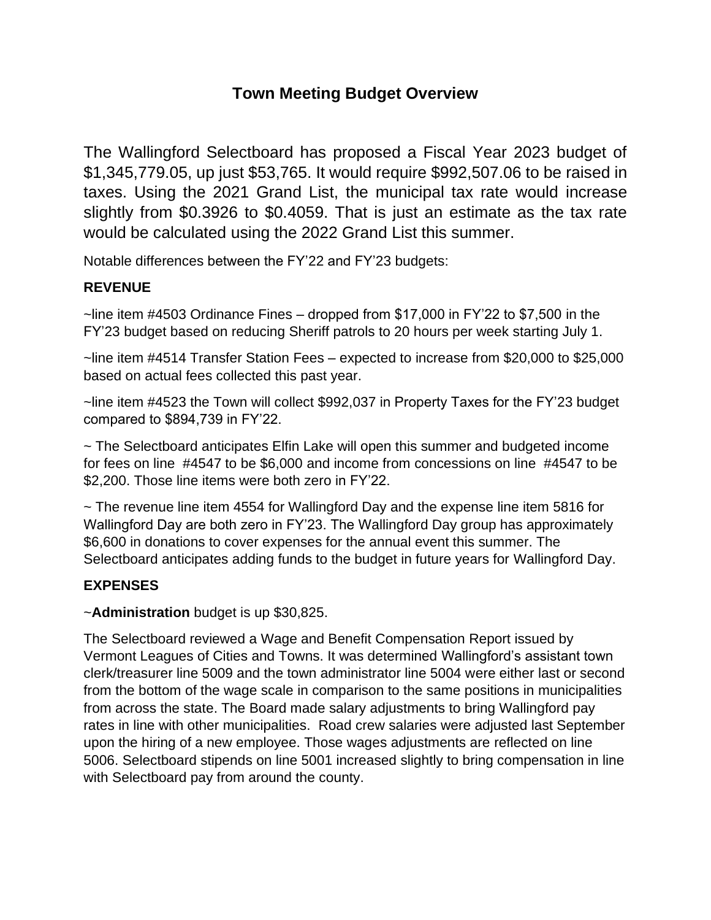# Town Meeting Budget Overview

The Wallingford Selectboard has proposed a Fiscal Year 2023 budget of $1,345,779.05, up just $53,765. It would require $992,507.06 to be raised in taxes. Using the 2021 Grand List, the municipal tax rate would increase slightly from $0.3926 to $0.4059. That is just an estimate as the tax rate would be calculated using the 2022 Grand List this summer.

Notable differences between the FY'22 and FY'23 budgets:

### REVENUE

~line item #4503 Ordinance Fines – dropped from $17,000 in FY'22 to $7,500 in the FY'23 budget based on reducing Sheriff patrols to 20 hours per week starting July 1.

~line item #4514 Transfer Station Fees – expected to increase from $20,000 to $25,000 based on actual fees collected this past year.

~line item #4523 the Town will collect $992,037 in Property Taxes for the FY'23 budget compared to $894,739 in FY'22.

~ The Selectboard anticipates Elfin Lake will open this summer and budgeted income for fees on line #4547 to be $6,000 and income from concessions on line #4547 to be $2,200. Those line items were both zero in FY'22.

~ The revenue line item 4554 for Wallingford Day and the expense line item 5816 for Wallingford Day are both zero in FY'23. The Wallingford Day group has approximately $6,600 in donations to cover expenses for the annual event this summer. The Selectboard anticipates adding funds to the budget in future years for Wallingford Day.

### EXPENSES

~**Administration** budget is up $30,825.

The Selectboard reviewed a Wage and Benefit Compensation Report issued by Vermont Leagues of Cities and Towns. It was determined Wallingford's assistant town clerk/treasurer line 5009 and the town administrator line 5004 were either last or second from the bottom of the wage scale in comparison to the same positions in municipalities from across the state. The Board made salary adjustments to bring Wallingford pay rates in line with other municipalities. Road crew salaries were adjusted last September upon the hiring of a new employee. Those wages adjustments are reflected on line 5006. Selectboard stipends on line 5001 increased slightly to bring compensation in line with Selectboard pay from around the county.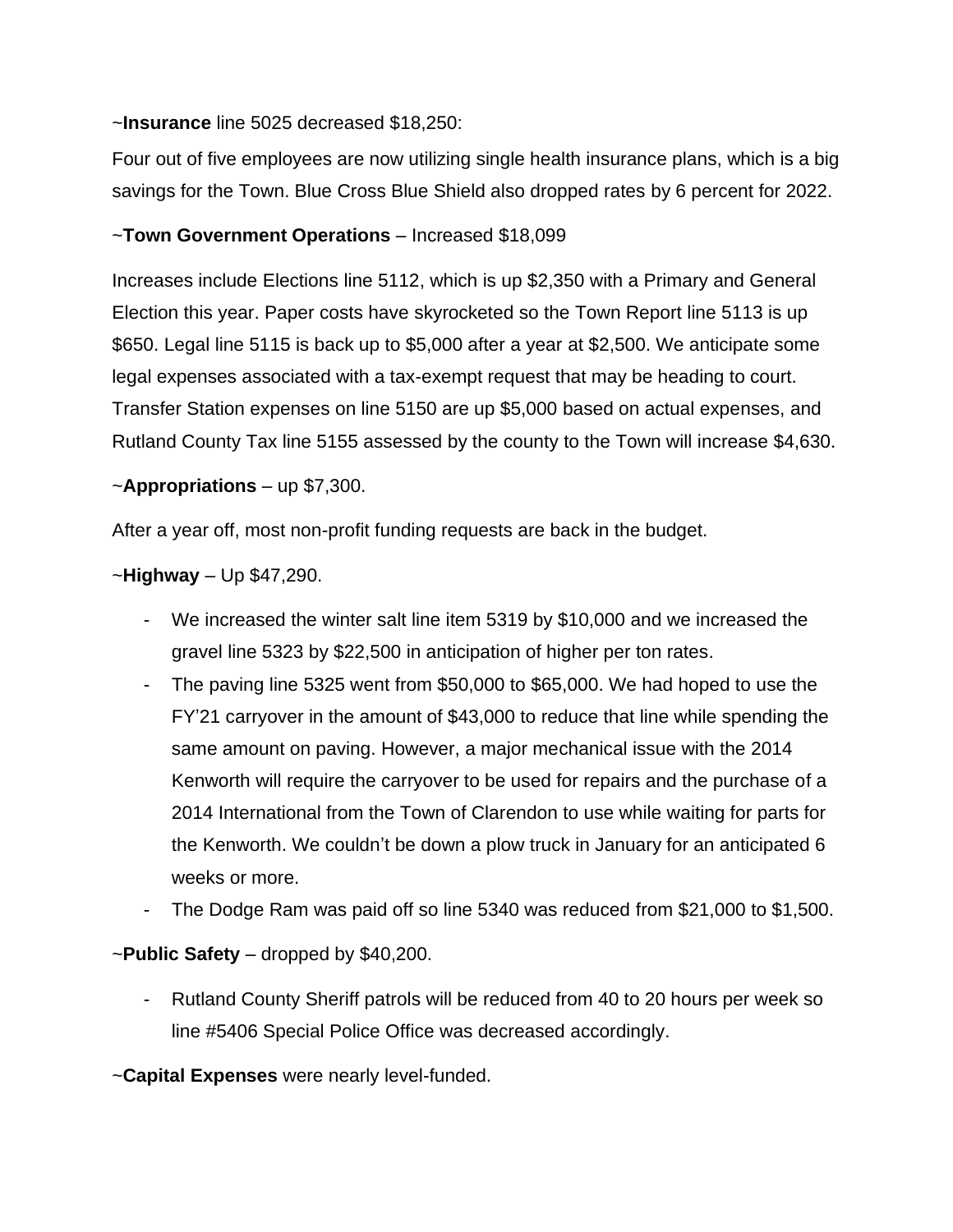~**Insurance** line 5025 decreased $18,250:

Four out of five employees are now utilizing single health insurance plans, which is a big savings for the Town. Blue Cross Blue Shield also dropped rates by 6 percent for 2022.

~**Town Government Operations** – Increased $18,099

Increases include Elections line 5112, which is up $2,350 with a Primary and General Election this year. Paper costs have skyrocketed so the Town Report line 5113 is up $650. Legal line 5115 is back up to $5,000 after a year at $2,500. We anticipate some legal expenses associated with a tax-exempt request that may be heading to court. Transfer Station expenses on line 5150 are up $5,000 based on actual expenses, and Rutland County Tax line 5155 assessed by the county to the Town will increase $4,630.

~**Appropriations** – up $7,300.

After a year off, most non-profit funding requests are back in the budget.

~**Highway** – Up $47,290.

- We increased the winter salt line item 5319 by $10,000 and we increased the gravel line 5323 by $22,500 in anticipation of higher per ton rates.
- The paving line 5325 went from $50,000 to $65,000. We had hoped to use the FY'21 carryover in the amount of $43,000 to reduce that line while spending the same amount on paving. However, a major mechanical issue with the 2014 Kenworth will require the carryover to be used for repairs and the purchase of a 2014 International from the Town of Clarendon to use while waiting for parts for the Kenworth. We couldn't be down a plow truck in January for an anticipated 6 weeks or more.
- The Dodge Ram was paid off so line 5340 was reduced from $21,000 to $1,500.

~**Public Safety** – dropped by $40,200.

- Rutland County Sheriff patrols will be reduced from 40 to 20 hours per week so line #5406 Special Police Office was decreased accordingly.

~**Capital Expenses** were nearly level-funded.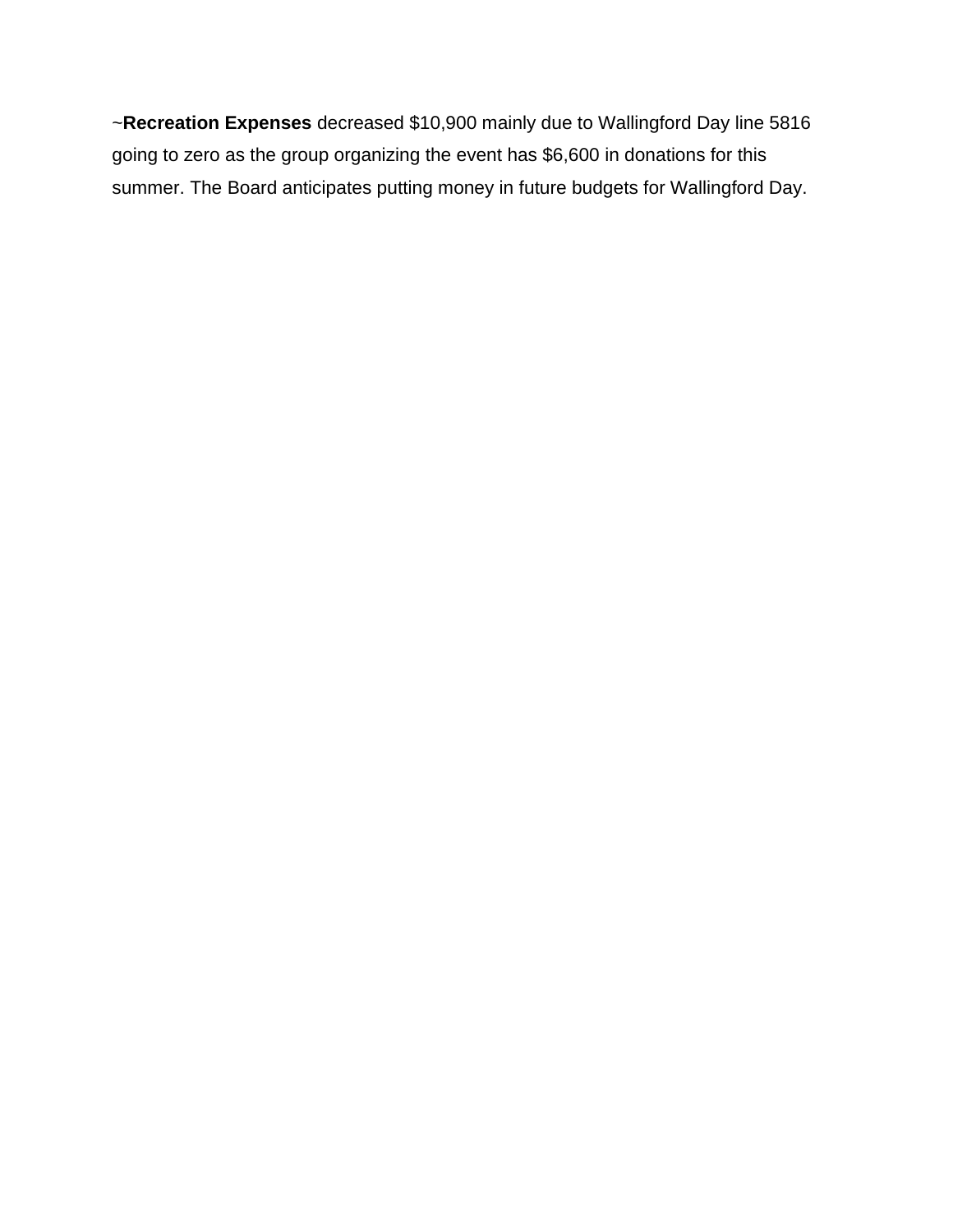~**Recreation Expenses** decreased $10,900 mainly due to Wallingford Day line 5816 going to zero as the group organizing the event has $6,600 in donations for this summer. The Board anticipates putting money in future budgets for Wallingford Day.